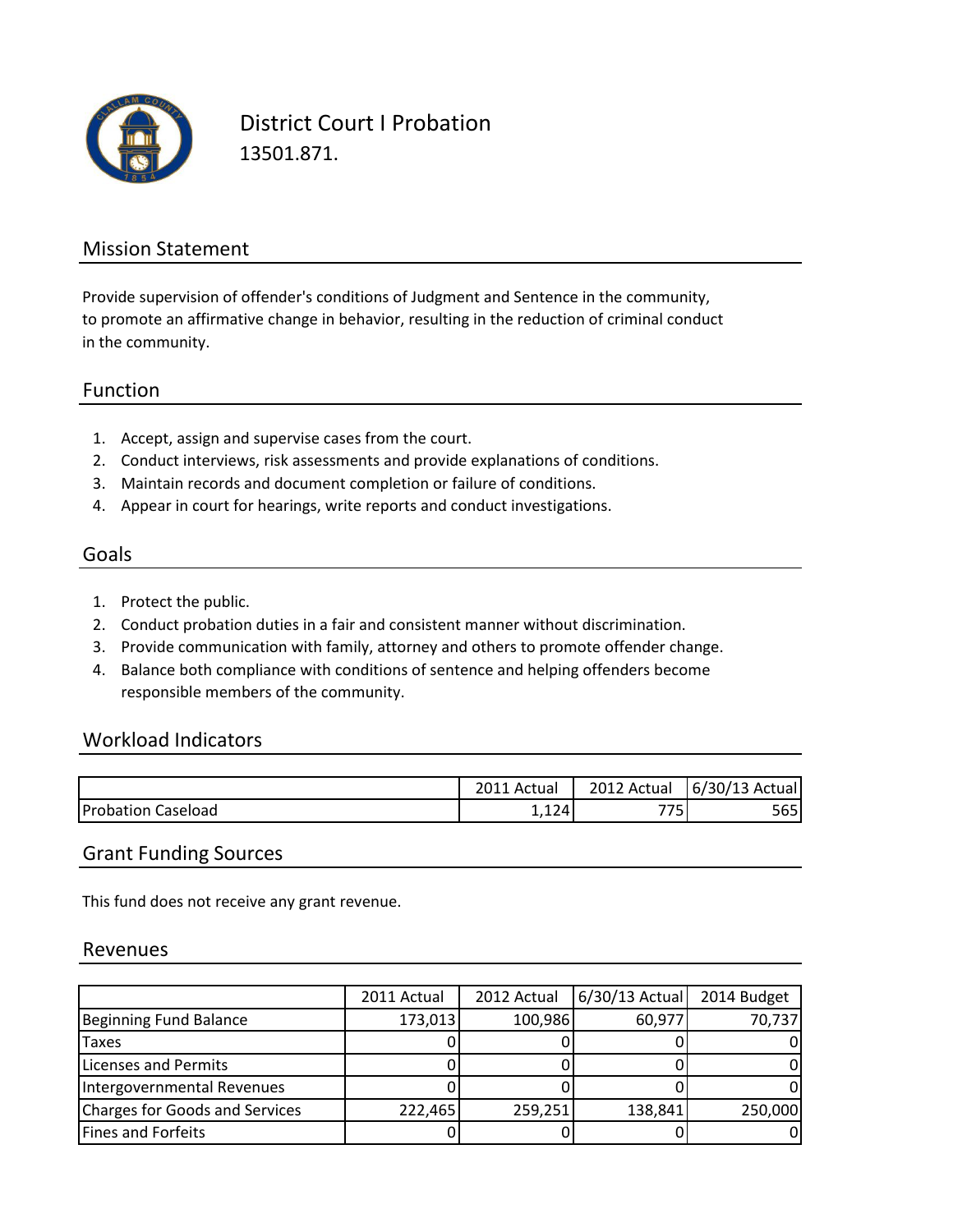# District Court I Probation

13501.871.

## Mission Statement

Provide supervision of offender's conditions of Judgment and Sentence in the community, to promote an affirmative change in behavior, resulting in the reduction of criminal conduct in the community.

## Function

1. Accept, assign and supervise cases from the court.
2. Conduct interviews, risk assessments and provide explanations of conditions.
3. Maintain records and document completion or failure of conditions.
4. Appear in court for hearings, write reports and conduct investigations.

## Goals

1. Protect the public.
2. Conduct probation duties in a fair and consistent manner without discrimination.
3. Provide communication with family, attorney and others to promote offender change.
4. Balance both compliance with conditions of sentence and helping offenders become responsible members of the community.

## Workload Indicators

| | 2011 Actual | 2012 Actual | 6/30/13 Actual |
|---|---|---|---|
| Probation Caseload | 1,124 | 775 | 565 |

## Grant Funding Sources

This fund does not receive any grant revenue.

## Revenues

| | 2011 Actual | 2012 Actual | 6/30/13 Actual | 2014 Budget |
|---|---|---|---|---|
| Beginning Fund Balance | 173,013 | 100,986 | 60,977 | 70,737 |
| Taxes | 0 | 0 | 0 | 0 |
| Licenses and Permits | 0 | 0 | 0 | 0 |
| Intergovernmental Revenues | 0 | 0 | 0 | 0 |
| Charges for Goods and Services | 222,465 | 259,251 | 138,841 | 250,000 |
| Fines and Forfeits | 0 | 0 | 0 | 0 |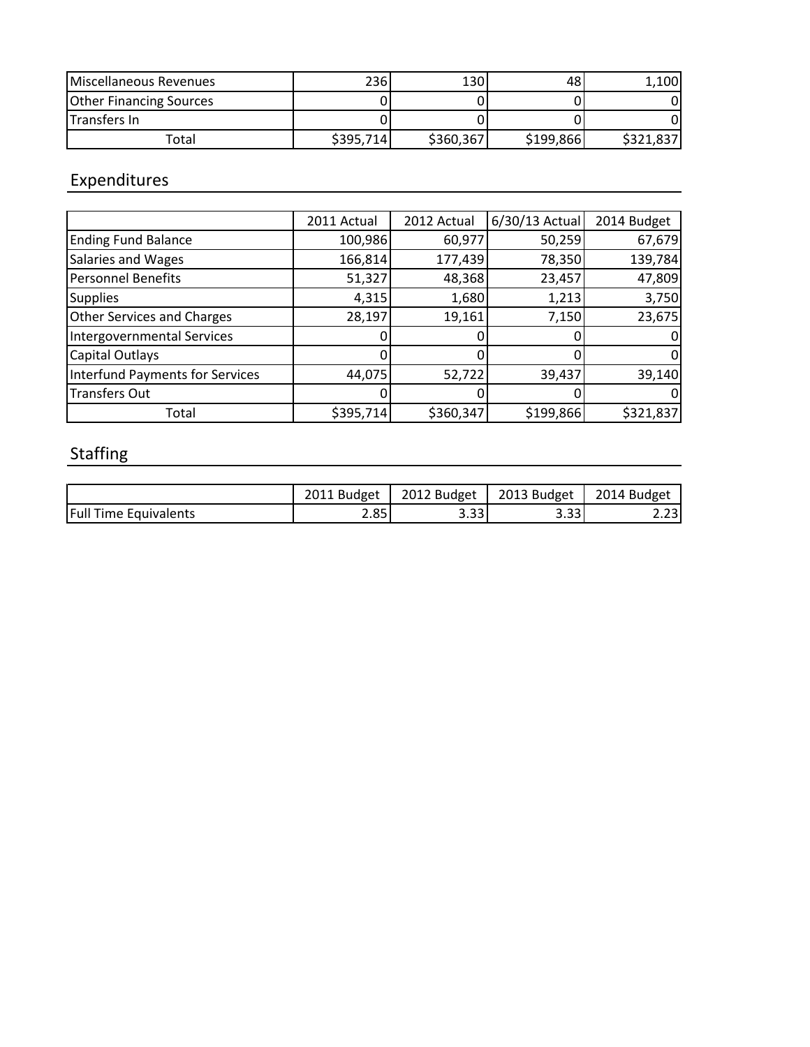| | | | | |
|---|---|---|---|---|
| Miscellaneous Revenues | 236 | 130 | 48 | 1,100 |
| Other Financing Sources | 0 | 0 | 0 | 0 |
| Transfers In | 0 | 0 | 0 | 0 |
| Total | $395,714 | $360,367 | $199,866 | $321,837 |

## Expenditures

| | 2011 Actual | 2012 Actual | 6/30/13 Actual | 2014 Budget |
|---|---|---|---|---|
| Ending Fund Balance | 100,986 | 60,977 | 50,259 | 67,679 |
| Salaries and Wages | 166,814 | 177,439 | 78,350 | 139,784 |
| Personnel Benefits | 51,327 | 48,368 | 23,457 | 47,809 |
| Supplies | 4,315 | 1,680 | 1,213 | 3,750 |
| Other Services and Charges | 28,197 | 19,161 | 7,150 | 23,675 |
| Intergovernmental Services | 0 | 0 | 0 | 0 |
| Capital Outlays | 0 | 0 | 0 | 0 |
| Interfund Payments for Services | 44,075 | 52,722 | 39,437 | 39,140 |
| Transfers Out | 0 | 0 | 0 | 0 |
| Total | $395,714 | $360,347 | $199,866 | $321,837 |

## Staffing

| | 2011 Budget | 2012 Budget | 2013 Budget | 2014 Budget |
|---|---|---|---|---|
| Full Time Equivalents | 2.85 | 3.33 | 3.33 | 2.23 |